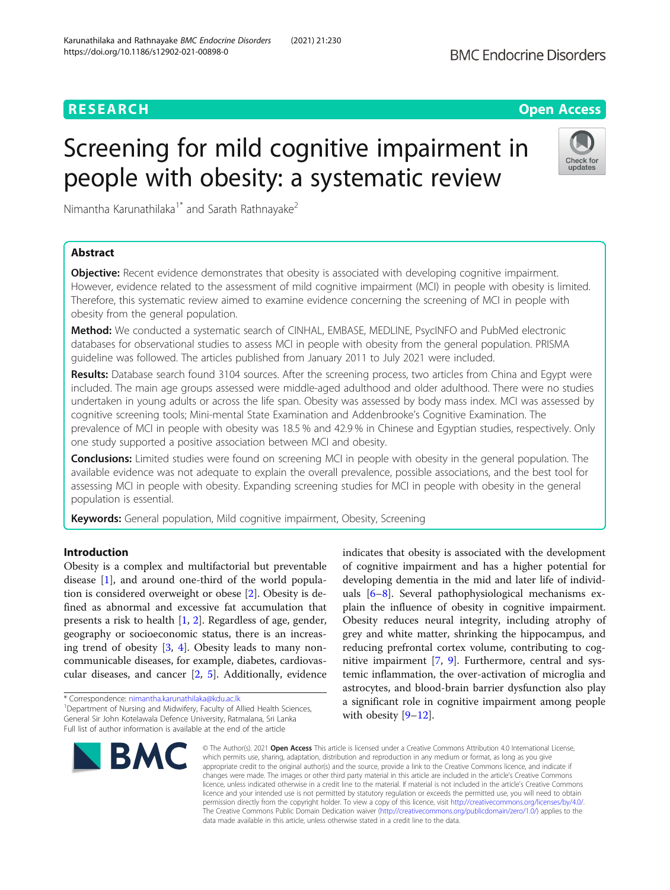RESEARCH | Open Access

# Screening for mild cognitive impairment in people with obesity: a systematic review

Nimantha Karunathilaka[1*] and Sarath Rathnayake[2]

## Abstract

**Objective:** Recent evidence demonstrates that obesity is associated with developing cognitive impairment. However, evidence related to the assessment of mild cognitive impairment (MCI) in people with obesity is limited. Therefore, this systematic review aimed to examine evidence concerning the screening of MCI in people with obesity from the general population.

**Method:** We conducted a systematic search of CINHAL, EMBASE, MEDLINE, PsycINFO and PubMed electronic databases for observational studies to assess MCI in people with obesity from the general population. PRISMA guideline was followed. The articles published from January 2011 to July 2021 were included.

**Results:** Database search found 3104 sources. After the screening process, two articles from China and Egypt were included. The main age groups assessed were middle-aged adulthood and older adulthood. There were no studies undertaken in young adults or across the life span. Obesity was assessed by body mass index. MCI was assessed by cognitive screening tools; Mini-mental State Examination and Addenbrooke's Cognitive Examination. The prevalence of MCI in people with obesity was 18.5 % and 42.9 % in Chinese and Egyptian studies, respectively. Only one study supported a positive association between MCI and obesity.

**Conclusions:** Limited studies were found on screening MCI in people with obesity in the general population. The available evidence was not adequate to explain the overall prevalence, possible associations, and the best tool for assessing MCI in people with obesity. Expanding screening studies for MCI in people with obesity in the general population is essential.

**Keywords:** General population, Mild cognitive impairment, Obesity, Screening

## Introduction

Obesity is a complex and multifactorial but preventable disease [1], and around one-third of the world population is considered overweight or obese [2]. Obesity is defined as abnormal and excessive fat accumulation that presents a risk to health [1, 2]. Regardless of age, gender, geography or socioeconomic status, there is an increasing trend of obesity [3, 4]. Obesity leads to many non-communicable diseases, for example, diabetes, cardiovascular diseases, and cancer [2, 5]. Additionally, evidence indicates that obesity is associated with the development of cognitive impairment and has a higher potential for developing dementia in the mid and later life of individuals [6–8]. Several pathophysiological mechanisms explain the influence of obesity in cognitive impairment. Obesity reduces neural integrity, including atrophy of grey and white matter, shrinking the hippocampus, and reducing prefrontal cortex volume, contributing to cognitive impairment [7, 9]. Furthermore, central and systemic inflammation, the over-activation of microglia and astrocytes, and blood-brain barrier dysfunction also play a significant role in cognitive impairment among people with obesity [9–12].

* Correspondence: nimantha.karunathilaka@kdu.ac.lk
[1]Department of Nursing and Midwifery, Faculty of Allied Health Sciences, General Sir John Kotelawala Defence University, Ratmalana, Sri Lanka
Full list of author information is available at the end of the article

© The Author(s). 2021 **Open Access** This article is licensed under a Creative Commons Attribution 4.0 International License, which permits use, sharing, adaptation, distribution and reproduction in any medium or format, as long as you give appropriate credit to the original author(s) and the source, provide a link to the Creative Commons licence, and indicate if changes were made. The images or other third party material in this article are included in the article's Creative Commons licence, unless indicated otherwise in a credit line to the material. If material is not included in the article's Creative Commons licence and your intended use is not permitted by statutory regulation or exceeds the permitted use, you will need to obtain permission directly from the copyright holder. To view a copy of this licence, visit http://creativecommons.org/licenses/by/4.0/. The Creative Commons Public Domain Dedication waiver (http://creativecommons.org/publicdomain/zero/1.0/) applies to the data made available in this article, unless otherwise stated in a credit line to the data.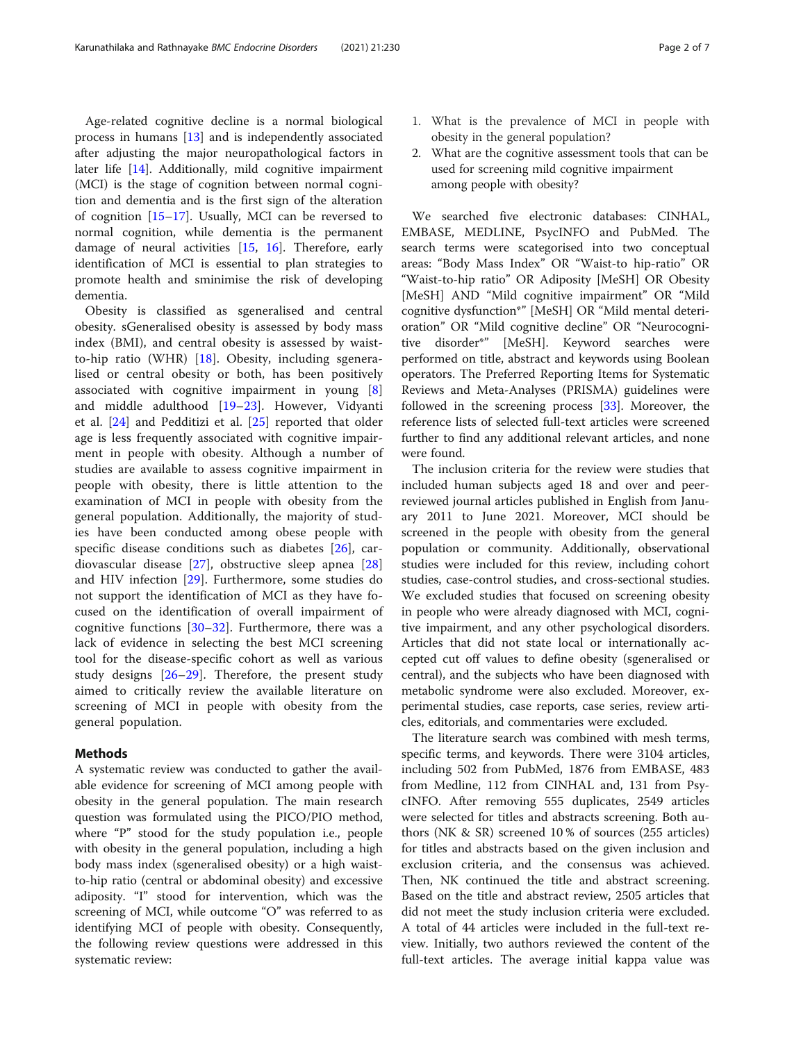Age-related cognitive decline is a normal biological process in humans [13] and is independently associated after adjusting the major neuropathological factors in later life [14]. Additionally, mild cognitive impairment (MCI) is the stage of cognition between normal cognition and dementia and is the first sign of the alteration of cognition [15–17]. Usually, MCI can be reversed to normal cognition, while dementia is the permanent damage of neural activities [15, 16]. Therefore, early identification of MCI is essential to plan strategies to promote health and sminimise the risk of developing dementia.

Obesity is classified as sgeneralised and central obesity. sGeneralised obesity is assessed by body mass index (BMI), and central obesity is assessed by waist-to-hip ratio (WHR) [18]. Obesity, including sgeneralised or central obesity or both, has been positively associated with cognitive impairment in young [8] and middle adulthood [19–23]. However, Vidyanti et al. [24] and Pedditizi et al. [25] reported that older age is less frequently associated with cognitive impairment in people with obesity. Although a number of studies are available to assess cognitive impairment in people with obesity, there is little attention to the examination of MCI in people with obesity from the general population. Additionally, the majority of studies have been conducted among obese people with specific disease conditions such as diabetes [26], cardiovascular disease [27], obstructive sleep apnea [28] and HIV infection [29]. Furthermore, some studies do not support the identification of MCI as they have focused on the identification of overall impairment of cognitive functions [30–32]. Furthermore, there was a lack of evidence in selecting the best MCI screening tool for the disease-specific cohort as well as various study designs [26–29]. Therefore, the present study aimed to critically review the available literature on screening of MCI in people with obesity from the general population.

## Methods

A systematic review was conducted to gather the available evidence for screening of MCI among people with obesity in the general population. The main research question was formulated using the PICO/PIO method, where "P" stood for the study population i.e., people with obesity in the general population, including a high body mass index (sgeneralised obesity) or a high waist-to-hip ratio (central or abdominal obesity) and excessive adiposity. "I" stood for intervention, which was the screening of MCI, while outcome "O" was referred to as identifying MCI of people with obesity. Consequently, the following review questions were addressed in this systematic review:

1. What is the prevalence of MCI in people with obesity in the general population?
2. What are the cognitive assessment tools that can be used for screening mild cognitive impairment among people with obesity?

We searched five electronic databases: CINHAL, EMBASE, MEDLINE, PsycINFO and PubMed. The search terms were scategorised into two conceptual areas: "Body Mass Index" OR "Waist-to hip-ratio" OR "Waist-to-hip ratio" OR Adiposity [MeSH] OR Obesity [MeSH] AND "Mild cognitive impairment" OR "Mild cognitive dysfunction*" [MeSH] OR "Mild mental deterioration" OR "Mild cognitive decline" OR "Neurocognitive disorder*" [MeSH]. Keyword searches were performed on title, abstract and keywords using Boolean operators. The Preferred Reporting Items for Systematic Reviews and Meta-Analyses (PRISMA) guidelines were followed in the screening process [33]. Moreover, the reference lists of selected full-text articles were screened further to find any additional relevant articles, and none were found.

The inclusion criteria for the review were studies that included human subjects aged 18 and over and peer-reviewed journal articles published in English from January 2011 to June 2021. Moreover, MCI should be screened in the people with obesity from the general population or community. Additionally, observational studies were included for this review, including cohort studies, case-control studies, and cross-sectional studies. We excluded studies that focused on screening obesity in people who were already diagnosed with MCI, cognitive impairment, and any other psychological disorders. Articles that did not state local or internationally accepted cut off values to define obesity (sgeneralised or central), and the subjects who have been diagnosed with metabolic syndrome were also excluded. Moreover, experimental studies, case reports, case series, review articles, editorials, and commentaries were excluded.

The literature search was combined with mesh terms, specific terms, and keywords. There were 3104 articles, including 502 from PubMed, 1876 from EMBASE, 483 from Medline, 112 from CINHAL and, 131 from PsycINFO. After removing 555 duplicates, 2549 articles were selected for titles and abstracts screening. Both authors (NK & SR) screened 10 % of sources (255 articles) for titles and abstracts based on the given inclusion and exclusion criteria, and the consensus was achieved. Then, NK continued the title and abstract screening. Based on the title and abstract review, 2505 articles that did not meet the study inclusion criteria were excluded. A total of 44 articles were included in the full-text review. Initially, two authors reviewed the content of the full-text articles. The average initial kappa value was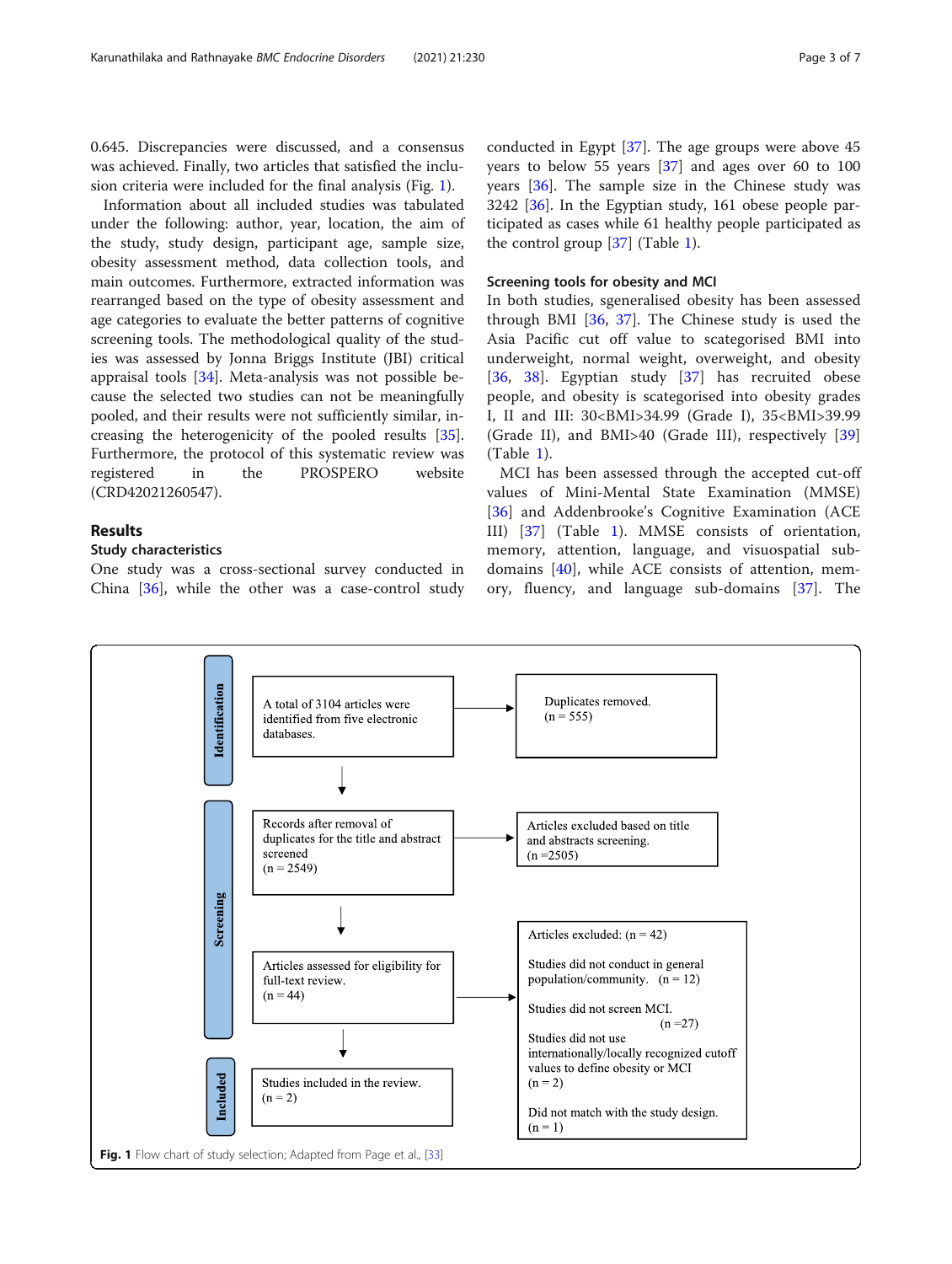0.645. Discrepancies were discussed, and a consensus was achieved. Finally, two articles that satisfied the inclusion criteria were included for the final analysis (Fig. 1).

Information about all included studies was tabulated under the following: author, year, location, the aim of the study, study design, participant age, sample size, obesity assessment method, data collection tools, and main outcomes. Furthermore, extracted information was rearranged based on the type of obesity assessment and age categories to evaluate the better patterns of cognitive screening tools. The methodological quality of the studies was assessed by Jonna Briggs Institute (JBI) critical appraisal tools [34]. Meta-analysis was not possible because the selected two studies can not be meaningfully pooled, and their results were not sufficiently similar, increasing the heterogenicity of the pooled results [35]. Furthermore, the protocol of this systematic review was registered in the PROSPERO website (CRD42021260547).

## Results

### Study characteristics

One study was a cross-sectional survey conducted in China [36], while the other was a case-control study conducted in Egypt [37]. The age groups were above 45 years to below 55 years [37] and ages over 60 to 100 years [36]. The sample size in the Chinese study was 3242 [36]. In the Egyptian study, 161 obese people participated as cases while 61 healthy people participated as the control group [37] (Table 1).

### Screening tools for obesity and MCI

In both studies, sgeneralised obesity has been assessed through BMI [36, 37]. The Chinese study is used the Asia Pacific cut off value to scategorised BMI into underweight, normal weight, overweight, and obesity [36, 38]. Egyptian study [37] has recruited obese people, and obesity is scategorised into obesity grades I, II and III: 30<BMI>34.99 (Grade I), 35<BMI>39.99 (Grade II), and BMI>40 (Grade III), respectively [39] (Table 1).

MCI has been assessed through the accepted cut-off values of Mini-Mental State Examination (MMSE) [36] and Addenbrooke's Cognitive Examination (ACE III) [37] (Table 1). MMSE consists of orientation, memory, language, and visuospatial sub-domains [40], while ACE consists of attention, memory, fluency, and language sub-domains [37]. The

**Identification**
- A total of 3104 articles were identified from five electronic databases. → Duplicates removed. (n = 555)

**Screening**
- Records after removal of duplicates for the title and abstract screened (n = 2549) → Articles excluded based on title and abstracts screening. (n =2505)
- Articles assessed for eligibility for full-text review. (n = 44) → Articles excluded: (n = 42)
  - Studies did not conduct in general population/community. (n = 12)
  - Studies did not screen MCI. (n =27)
  - Studies did not use internationally/locally recognized cutoff values to define obesity or MCI (n = 2)
  - Did not match with the study design. (n = 1)

**Included**
- Studies included in the review. (n = 2)

**Fig. 1** Flow chart of study selection; Adapted from Page et al., [33]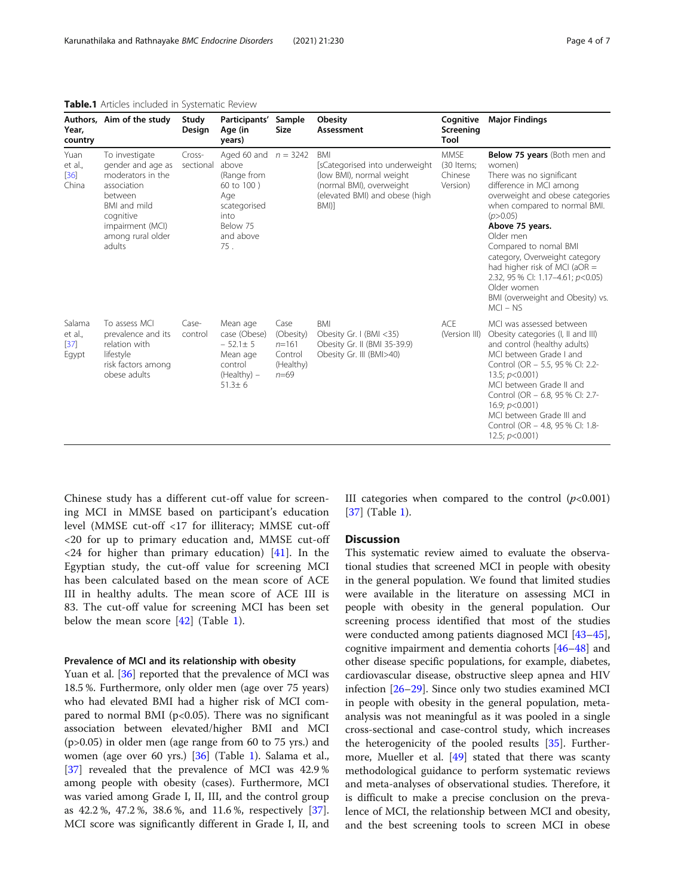**Table.1** Articles included in Systematic Review

| Authors, Year, country | Aim of the study | Study Design | Participants' Age (in years) | Sample Size | Obesity Assessment | Cognitive Screening Tool | Major Findings |
|---|---|---|---|---|---|---|---|
| Yuan et al., [36] China | To investigate gender and age as moderators in the association between BMI and mild cognitive impairment (MCI) among rural older adults | Cross-sectional | Aged 60 and above (Range from 60 to 100 ) Age scategorised into Below 75 and above 75 . | $n$ = 3242 | BMI [sCategorised into underweight (low BMI), normal weight (normal BMI), overweight (elevated BMI) and obese (high BMI)] | MMSE (30 Items; Chinese Version) | **Below 75 years** (Both men and women) There was no significant difference in MCI among overweight and obese categories when compared to normal BMI. ($p$>0.05) **Above 75 years.** Older men Compared to nomal BMI category, Overweight category had higher risk of MCI (aOR = 2.32, 95 % CI: 1.17–4.61; $p$<0.05) Older women BMI (overweight and Obesity) vs. MCI – NS |
| Salama et al., [37] Egypt | To assess MCI prevalence and its relation with lifestyle risk factors among obese adults | Case-control | Mean age case (Obese) – 52.1± 5 Mean age control (Healthy) – 51.3± 6 | Case (Obesity) $n$=161 Control (Healthy) $n$=69 | BMI Obesity Gr. I (BMI <35) Obesity Gr. II (BMI 35-39.9) Obesity Gr. III (BMI>40) | ACE (Version III) | MCI was assessed between Obesity categories (I, II and III) and control (healthy adults) MCI between Grade I and Control (OR – 5.5, 95 % CI: 2.2-13.5; $p$<0.001) MCI between Grade II and Control (OR – 6.8, 95 % CI: 2.7-16.9; $p$<0.001) MCI between Grade III and Control (OR – 4.8, 95 % CI: 1.8-12.5; $p$<0.001) |

Chinese study has a different cut-off value for screening MCI in MMSE based on participant's education level (MMSE cut-off <17 for illiteracy; MMSE cut-off <20 for up to primary education and, MMSE cut-off <24 for higher than primary education) [41]. In the Egyptian study, the cut-off value for screening MCI has been calculated based on the mean score of ACE III in healthy adults. The mean score of ACE III is 83. The cut-off value for screening MCI has been set below the mean score [42] (Table 1).

### Prevalence of MCI and its relationship with obesity

Yuan et al. [36] reported that the prevalence of MCI was 18.5 %. Furthermore, only older men (age over 75 years) who had elevated BMI had a higher risk of MCI compared to normal BMI (p<0.05). There was no significant association between elevated/higher BMI and MCI (p>0.05) in older men (age range from 60 to 75 yrs.) and women (age over 60 yrs.) [36] (Table 1). Salama et al., [37] revealed that the prevalence of MCI was 42.9 % among people with obesity (cases). Furthermore, MCI was varied among Grade I, II, III, and the control group as 42.2 %, 47.2 %, 38.6 %, and 11.6 %, respectively [37]. MCI score was significantly different in Grade I, II, and III categories when compared to the control ($p$<0.001) [37] (Table 1).

## Discussion

This systematic review aimed to evaluate the observational studies that screened MCI in people with obesity in the general population. We found that limited studies were available in the literature on assessing MCI in people with obesity in the general population. Our screening process identified that most of the studies were conducted among patients diagnosed MCI [43–45], cognitive impairment and dementia cohorts [46–48] and other disease specific populations, for example, diabetes, cardiovascular disease, obstructive sleep apnea and HIV infection [26–29]. Since only two studies examined MCI in people with obesity in the general population, meta-analysis was not meaningful as it was pooled in a single cross-sectional and case-control study, which increases the heterogenicity of the pooled results [35]. Furthermore, Mueller et al. [49] stated that there was scanty methodological guidance to perform systematic reviews and meta-analyses of observational studies. Therefore, it is difficult to make a precise conclusion on the prevalence of MCI, the relationship between MCI and obesity, and the best screening tools to screen MCI in obese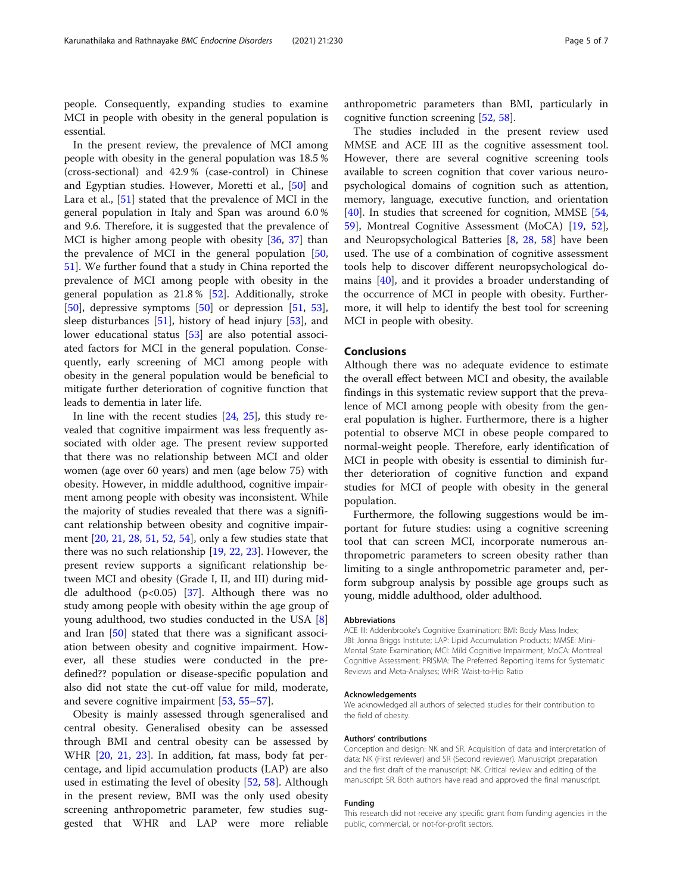people. Consequently, expanding studies to examine MCI in people with obesity in the general population is essential.

In the present review, the prevalence of MCI among people with obesity in the general population was 18.5 % (cross-sectional) and 42.9 % (case-control) in Chinese and Egyptian studies. However, Moretti et al., [50] and Lara et al., [51] stated that the prevalence of MCI in the general population in Italy and Span was around 6.0 % and 9.6. Therefore, it is suggested that the prevalence of MCI is higher among people with obesity [36, 37] than the prevalence of MCI in the general population [50, 51]. We further found that a study in China reported the prevalence of MCI among people with obesity in the general population as 21.8 % [52]. Additionally, stroke [50], depressive symptoms [50] or depression [51, 53], sleep disturbances [51], history of head injury [53], and lower educational status [53] are also potential associated factors for MCI in the general population. Consequently, early screening of MCI among people with obesity in the general population would be beneficial to mitigate further deterioration of cognitive function that leads to dementia in later life.

In line with the recent studies [24, 25], this study revealed that cognitive impairment was less frequently associated with older age. The present review supported that there was no relationship between MCI and older women (age over 60 years) and men (age below 75) with obesity. However, in middle adulthood, cognitive impairment among people with obesity was inconsistent. While the majority of studies revealed that there was a significant relationship between obesity and cognitive impairment [20, 21, 28, 51, 52, 54], only a few studies state that there was no such relationship [19, 22, 23]. However, the present review supports a significant relationship between MCI and obesity (Grade I, II, and III) during middle adulthood ($p<0.05$) [37]. Although there was no study among people with obesity within the age group of young adulthood, two studies conducted in the USA [8] and Iran [50] stated that there was a significant association between obesity and cognitive impairment. However, all these studies were conducted in the predefined?? population or disease-specific population and also did not state the cut-off value for mild, moderate, and severe cognitive impairment [53, 55–57].

Obesity is mainly assessed through sgeneralised and central obesity. Generalised obesity can be assessed through BMI and central obesity can be assessed by WHR [20, 21, 23]. In addition, fat mass, body fat percentage, and lipid accumulation products (LAP) are also used in estimating the level of obesity [52, 58]. Although in the present review, BMI was the only used obesity screening anthropometric parameter, few studies suggested that WHR and LAP were more reliable anthropometric parameters than BMI, particularly in cognitive function screening [52, 58].

The studies included in the present review used MMSE and ACE III as the cognitive assessment tool. However, there are several cognitive screening tools available to screen cognition that cover various neuropsychological domains of cognition such as attention, memory, language, executive function, and orientation [40]. In studies that screened for cognition, MMSE [54, 59], Montreal Cognitive Assessment (MoCA) [19, 52], and Neuropsychological Batteries [8, 28, 58] have been used. The use of a combination of cognitive assessment tools help to discover different neuropsychological domains [40], and it provides a broader understanding of the occurrence of MCI in people with obesity. Furthermore, it will help to identify the best tool for screening MCI in people with obesity.

## Conclusions

Although there was no adequate evidence to estimate the overall effect between MCI and obesity, the available findings in this systematic review support that the prevalence of MCI among people with obesity from the general population is higher. Furthermore, there is a higher potential to observe MCI in obese people compared to normal-weight people. Therefore, early identification of MCI in people with obesity is essential to diminish further deterioration of cognitive function and expand studies for MCI of people with obesity in the general population.

Furthermore, the following suggestions would be important for future studies: using a cognitive screening tool that can screen MCI, incorporate numerous anthropometric parameters to screen obesity rather than limiting to a single anthropometric parameter and, perform subgroup analysis by possible age groups such as young, middle adulthood, older adulthood.

#### Abbreviations

ACE III: Addenbrooke's Cognitive Examination; BMI: Body Mass Index; JBI: Jonna Briggs Institute; LAP: Lipid Accumulation Products; MMSE: Mini-Mental State Examination; MCI: Mild Cognitive Impairment; MoCA: Montreal Cognitive Assessment; PRISMA: The Preferred Reporting Items for Systematic Reviews and Meta-Analyses; WHR: Waist-to-Hip Ratio

#### Acknowledgements

We acknowledged all authors of selected studies for their contribution to the field of obesity.

#### Authors' contributions

Conception and design: NK and SR. Acquisition of data and interpretation of data: NK (First reviewer) and SR (Second reviewer). Manuscript preparation and the first draft of the manuscript: NK. Critical review and editing of the manuscript: SR. Both authors have read and approved the final manuscript.

#### Funding

This research did not receive any specific grant from funding agencies in the public, commercial, or not-for-profit sectors.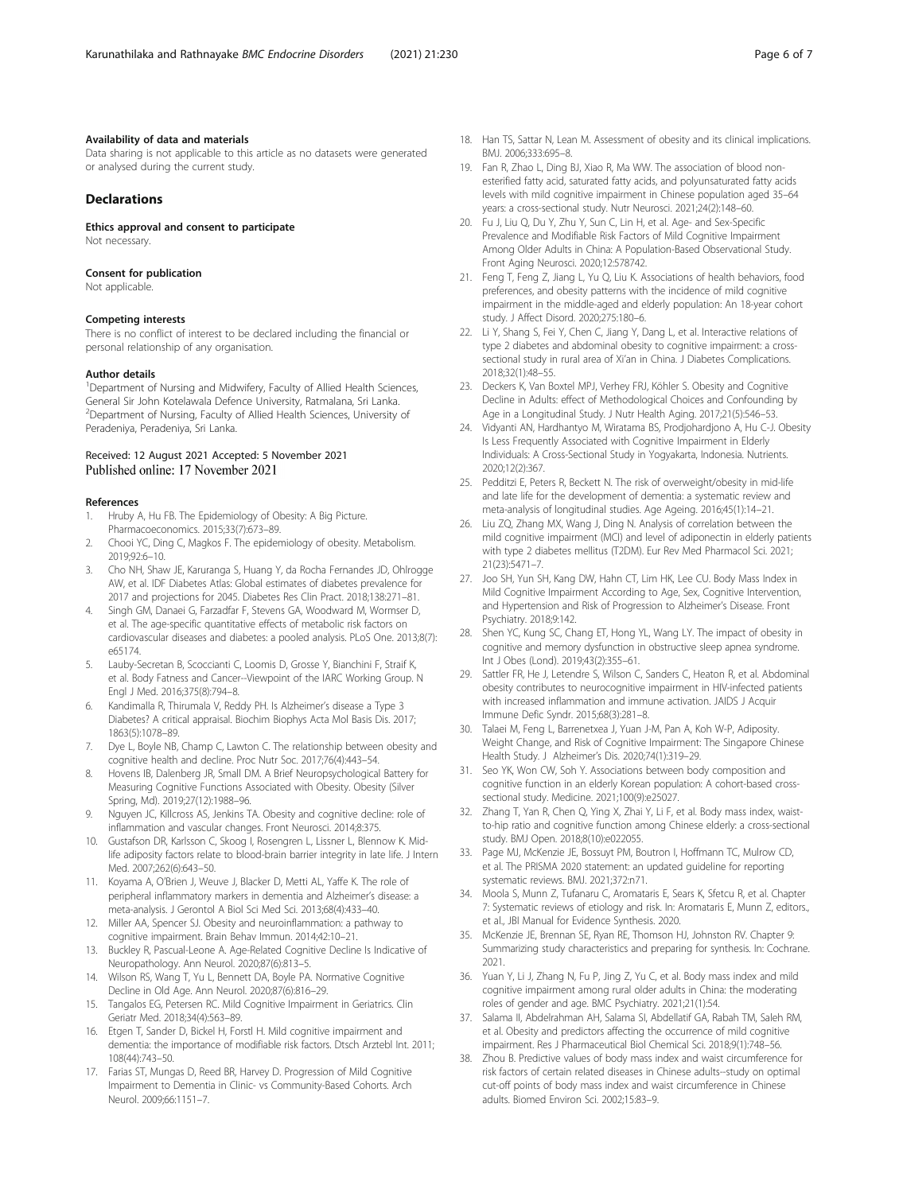### Availability of data and materials

Data sharing is not applicable to this article as no datasets were generated or analysed during the current study.

## Declarations

### Ethics approval and consent to participate

Not necessary.

### Consent for publication

Not applicable.

### Competing interests

There is no conflict of interest to be declared including the financial or personal relationship of any organisation.

### Author details

[1]Department of Nursing and Midwifery, Faculty of Allied Health Sciences, General Sir John Kotelawala Defence University, Ratmalana, Sri Lanka. [2]Department of Nursing, Faculty of Allied Health Sciences, University of Peradeniya, Peradeniya, Sri Lanka.

Received: 12 August 2021 Accepted: 5 November 2021
Published online: 17 November 2021

### References

1. Hruby A, Hu FB. The Epidemiology of Obesity: A Big Picture. Pharmacoeconomics. 2015;33(7):673–89.
2. Chooi YC, Ding C, Magkos F. The epidemiology of obesity. Metabolism. 2019;92:6–10.
3. Cho NH, Shaw JE, Karuranga S, Huang Y, da Rocha Fernandes JD, Ohlrogge AW, et al. IDF Diabetes Atlas: Global estimates of diabetes prevalence for 2017 and projections for 2045. Diabetes Res Clin Pract. 2018;138:271–81.
4. Singh GM, Danaei G, Farzadfar F, Stevens GA, Woodward M, Wormser D, et al. The age-specific quantitative effects of metabolic risk factors on cardiovascular diseases and diabetes: a pooled analysis. PLoS One. 2013;8(7): e65174.
5. Lauby-Secretan B, Scoccianti C, Loomis D, Grosse Y, Bianchini F, Straif K, et al. Body Fatness and Cancer--Viewpoint of the IARC Working Group. N Engl J Med. 2016;375(8):794–8.
6. Kandimalla R, Thirumala V, Reddy PH. Is Alzheimer's disease a Type 3 Diabetes? A critical appraisal. Biochim Biophys Acta Mol Basis Dis. 2017; 1863(5):1078–89.
7. Dye L, Boyle NB, Champ C, Lawton C. The relationship between obesity and cognitive health and decline. Proc Nutr Soc. 2017;76(4):443–54.
8. Hovens IB, Dalenberg JR, Small DM. A Brief Neuropsychological Battery for Measuring Cognitive Functions Associated with Obesity. Obesity (Silver Spring, Md). 2019;27(12):1988–96.
9. Nguyen JC, Killcross AS, Jenkins TA. Obesity and cognitive decline: role of inflammation and vascular changes. Front Neurosci. 2014;8:375.
10. Gustafson DR, Karlsson C, Skoog I, Rosengren L, Lissner L, Blennow K. Mid-life adiposity factors relate to blood-brain barrier integrity in late life. J Intern Med. 2007;262(6):643–50.
11. Koyama A, O'Brien J, Weuve J, Blacker D, Metti AL, Yaffe K. The role of peripheral inflammatory markers in dementia and Alzheimer's disease: a meta-analysis. J Gerontol A Biol Sci Med Sci. 2013;68(4):433–40.
12. Miller AA, Spencer SJ. Obesity and neuroinflammation: a pathway to cognitive impairment. Brain Behav Immun. 2014;42:10–21.
13. Buckley R, Pascual-Leone A. Age-Related Cognitive Decline Is Indicative of Neuropathology. Ann Neurol. 2020;87(6):813–5.
14. Wilson RS, Wang T, Yu L, Bennett DA, Boyle PA. Normative Cognitive Decline in Old Age. Ann Neurol. 2020;87(6):816–29.
15. Tangalos EG, Petersen RC. Mild Cognitive Impairment in Geriatrics. Clin Geriatr Med. 2018;34(4):563–89.
16. Etgen T, Sander D, Bickel H, Forstl H. Mild cognitive impairment and dementia: the importance of modifiable risk factors. Dtsch Arztebl Int. 2011; 108(44):743–50.
17. Farias ST, Mungas D, Reed BR, Harvey D. Progression of Mild Cognitive Impairment to Dementia in Clinic- vs Community-Based Cohorts. Arch Neurol. 2009;66:1151–7.
18. Han TS, Sattar N, Lean M. Assessment of obesity and its clinical implications. BMJ. 2006;333:695–8.
19. Fan R, Zhao L, Ding BJ, Xiao R, Ma WW. The association of blood non-esterified fatty acid, saturated fatty acids, and polyunsaturated fatty acids levels with mild cognitive impairment in Chinese population aged 35–64 years: a cross-sectional study. Nutr Neurosci. 2021;24(2):148–60.
20. Fu J, Liu Q, Du Y, Zhu Y, Sun C, Lin H, et al. Age- and Sex-Specific Prevalence and Modifiable Risk Factors of Mild Cognitive Impairment Among Older Adults in China: A Population-Based Observational Study. Front Aging Neurosci. 2020;12:578742.
21. Feng T, Feng Z, Jiang L, Yu Q, Liu K. Associations of health behaviors, food preferences, and obesity patterns with the incidence of mild cognitive impairment in the middle-aged and elderly population: An 18-year cohort study. J Affect Disord. 2020;275:180–6.
22. Li Y, Shang S, Fei Y, Chen C, Jiang Y, Dang L, et al. Interactive relations of type 2 diabetes and abdominal obesity to cognitive impairment: a cross-sectional study in rural area of Xi'an in China. J Diabetes Complications. 2018;32(1):48–55.
23. Deckers K, Van Boxtel MPJ, Verhey FRJ, Köhler S. Obesity and Cognitive Decline in Adults: effect of Methodological Choices and Confounding by Age in a Longitudinal Study. J Nutr Health Aging. 2017;21(5):546–53.
24. Vidyanti AN, Hardhantyo M, Wiratama BS, Prodjohardjono A, Hu C-J. Obesity Is Less Frequently Associated with Cognitive Impairment in Elderly Individuals: A Cross-Sectional Study in Yogyakarta, Indonesia. Nutrients. 2020;12(2):367.
25. Pedditzi E, Peters R, Beckett N. The risk of overweight/obesity in mid-life and late life for the development of dementia: a systematic review and meta-analysis of longitudinal studies. Age Ageing. 2016;45(1):14–21.
26. Liu ZQ, Zhang MX, Wang J, Ding N. Analysis of correlation between the mild cognitive impairment (MCI) and level of adiponectin in elderly patients with type 2 diabetes mellitus (T2DM). Eur Rev Med Pharmacol Sci. 2021; 21(23):5471–7.
27. Joo SH, Yun SH, Kang DW, Hahn CT, Lim HK, Lee CU. Body Mass Index in Mild Cognitive Impairment According to Age, Sex, Cognitive Intervention, and Hypertension and Risk of Progression to Alzheimer's Disease. Front Psychiatry. 2018;9:142.
28. Shen YC, Kung SC, Chang ET, Hong YL, Wang LY. The impact of obesity in cognitive and memory dysfunction in obstructive sleep apnea syndrome. Int J Obes (Lond). 2019;43(2):355–61.
29. Sattler FR, He J, Letendre S, Wilson C, Sanders C, Heaton R, et al. Abdominal obesity contributes to neurocognitive impairment in HIV-infected patients with increased inflammation and immune activation. JAIDS J Acquir Immune Defic Syndr. 2015;68(3):281–8.
30. Talaei M, Feng L, Barrenetxea J, Yuan J-M, Pan A, Koh W-P, Adiposity. Weight Change, and Risk of Cognitive Impairment: The Singapore Chinese Health Study. J Alzheimer's Dis. 2020;74(1):319–29.
31. Seo YK, Won CW, Soh Y. Associations between body composition and cognitive function in an elderly Korean population: A cohort-based cross-sectional study. Medicine. 2021;100(9):e25027.
32. Zhang T, Yan R, Chen Q, Ying X, Zhai Y, Li F, et al. Body mass index, waist-to-hip ratio and cognitive function among Chinese elderly: a cross-sectional study. BMJ Open. 2018;8(10):e022055.
33. Page MJ, McKenzie JE, Bossuyt PM, Boutron I, Hoffmann TC, Mulrow CD, et al. The PRISMA 2020 statement: an updated guideline for reporting systematic reviews. BMJ. 2021;372:n71.
34. Moola S, Munn Z, Tufanaru C, Aromataris E, Sears K, Sfetcu R, et al. Chapter 7: Systematic reviews of etiology and risk. In: Aromataris E, Munn Z, editors., et al., JBI Manual for Evidence Synthesis. 2020.
35. McKenzie JE, Brennan SE, Ryan RE, Thomson HJ, Johnston RV. Chapter 9: Summarizing study characteristics and preparing for synthesis. In: Cochrane. 2021.
36. Yuan Y, Li J, Zhang N, Fu P, Jing Z, Yu C, et al. Body mass index and mild cognitive impairment among rural older adults in China: the moderating roles of gender and age. BMC Psychiatry. 2021;21(1):54.
37. Salama II, Abdelrahman AH, Salama SI, Abdellatif GA, Rabah TM, Saleh RM, et al. Obesity and predictors affecting the occurrence of mild cognitive impairment. Res J Pharmaceutical Biol Chemical Sci. 2018;9(1):748–56.
38. Zhou B. Predictive values of body mass index and waist circumference for risk factors of certain related diseases in Chinese adults--study on optimal cut-off points of body mass index and waist circumference in Chinese adults. Biomed Environ Sci. 2002;15:83–9.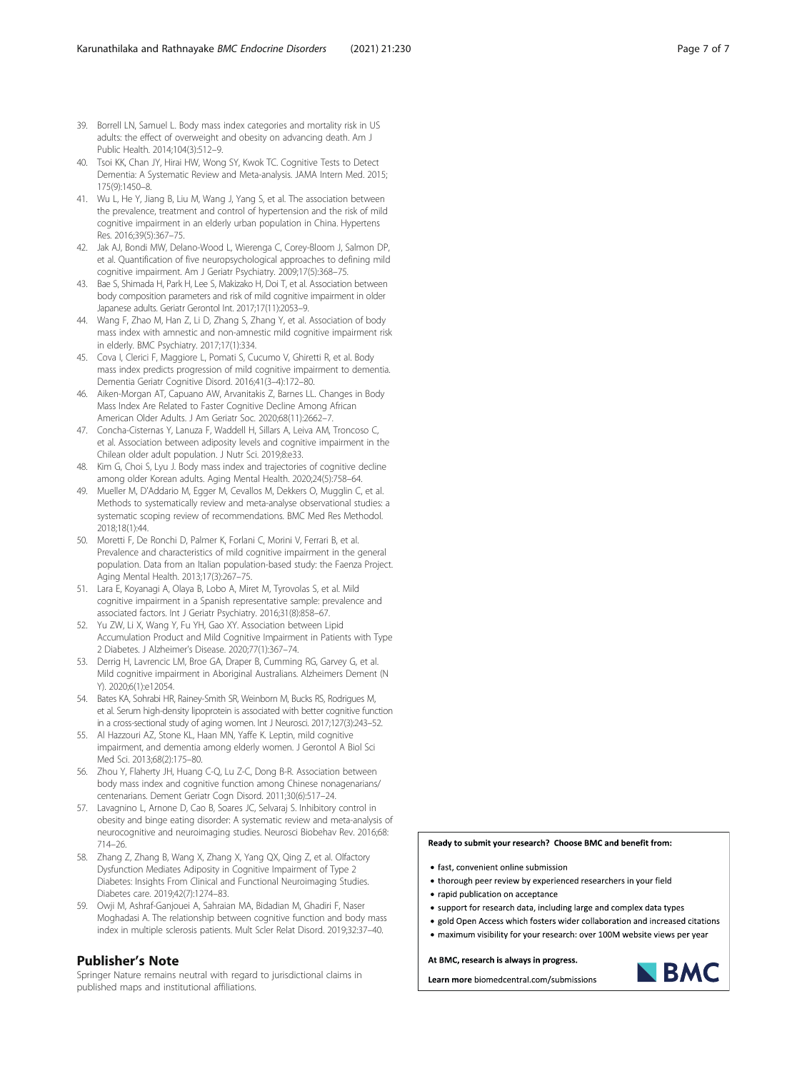39. Borrell LN, Samuel L. Body mass index categories and mortality risk in US adults: the effect of overweight and obesity on advancing death. Am J Public Health. 2014;104(3):512–9.
40. Tsoi KK, Chan JY, Hirai HW, Wong SY, Kwok TC. Cognitive Tests to Detect Dementia: A Systematic Review and Meta-analysis. JAMA Intern Med. 2015; 175(9):1450–8.
41. Wu L, He Y, Jiang B, Liu M, Wang J, Yang S, et al. The association between the prevalence, treatment and control of hypertension and the risk of mild cognitive impairment in an elderly urban population in China. Hypertens Res. 2016;39(5):367–75.
42. Jak AJ, Bondi MW, Delano-Wood L, Wierenga C, Corey-Bloom J, Salmon DP, et al. Quantification of five neuropsychological approaches to defining mild cognitive impairment. Am J Geriatr Psychiatry. 2009;17(5):368–75.
43. Bae S, Shimada H, Park H, Lee S, Makizako H, Doi T, et al. Association between body composition parameters and risk of mild cognitive impairment in older Japanese adults. Geriatr Gerontol Int. 2017;17(11):2053–9.
44. Wang F, Zhao M, Han Z, Li D, Zhang S, Zhang Y, et al. Association of body mass index with amnestic and non-amnestic mild cognitive impairment risk in elderly. BMC Psychiatry. 2017;17(1):334.
45. Cova I, Clerici F, Maggiore L, Pomati S, Cucumo V, Ghiretti R, et al. Body mass index predicts progression of mild cognitive impairment to dementia. Dementia Geriatr Cognitive Disord. 2016;41(3–4):172–80.
46. Aiken-Morgan AT, Capuano AW, Arvanitakis Z, Barnes LL. Changes in Body Mass Index Are Related to Faster Cognitive Decline Among African American Older Adults. J Am Geriatr Soc. 2020;68(11):2662–7.
47. Concha-Cisternas Y, Lanuza F, Waddell H, Sillars A, Leiva AM, Troncoso C, et al. Association between adiposity levels and cognitive impairment in the Chilean older adult population. J Nutr Sci. 2019;8:e33.
48. Kim G, Choi S, Lyu J. Body mass index and trajectories of cognitive decline among older Korean adults. Aging Mental Health. 2020;24(5):758–64.
49. Mueller M, D'Addario M, Egger M, Cevallos M, Dekkers O, Mugglin C, et al. Methods to systematically review and meta-analyse observational studies: a systematic scoping review of recommendations. BMC Med Res Methodol. 2018;18(1):44.
50. Moretti F, De Ronchi D, Palmer K, Forlani C, Morini V, Ferrari B, et al. Prevalence and characteristics of mild cognitive impairment in the general population. Data from an Italian population-based study: the Faenza Project. Aging Mental Health. 2013;17(3):267–75.
51. Lara E, Koyanagi A, Olaya B, Lobo A, Miret M, Tyrovolas S, et al. Mild cognitive impairment in a Spanish representative sample: prevalence and associated factors. Int J Geriatr Psychiatry. 2016;31(8):858–67.
52. Yu ZW, Li X, Wang Y, Fu YH, Gao XY. Association between Lipid Accumulation Product and Mild Cognitive Impairment in Patients with Type 2 Diabetes. J Alzheimer's Disease. 2020;77(1):367–74.
53. Derrig H, Lavrencic LM, Broe GA, Draper B, Cumming RG, Garvey G, et al. Mild cognitive impairment in Aboriginal Australians. Alzheimers Dement (N Y). 2020;6(1):e12054.
54. Bates KA, Sohrabi HR, Rainey-Smith SR, Weinborn M, Bucks RS, Rodrigues M, et al. Serum high-density lipoprotein is associated with better cognitive function in a cross-sectional study of aging women. Int J Neurosci. 2017;127(3):243–52.
55. Al Hazzouri AZ, Stone KL, Haan MN, Yaffe K. Leptin, mild cognitive impairment, and dementia among elderly women. J Gerontol A Biol Sci Med Sci. 2013;68(2):175–80.
56. Zhou Y, Flaherty JH, Huang C-Q, Lu Z-C, Dong B-R. Association between body mass index and cognitive function among Chinese nonagenarians/ centenarians. Dement Geriatr Cogn Disord. 2011;30(6):517–24.
57. Lavagnino L, Arnone D, Cao B, Soares JC, Selvaraj S. Inhibitory control in obesity and binge eating disorder: A systematic review and meta-analysis of neurocognitive and neuroimaging studies. Neurosci Biobehav Rev. 2016;68: 714–26.
58. Zhang Z, Zhang B, Wang X, Zhang X, Yang QX, Qing Z, et al. Olfactory Dysfunction Mediates Adiposity in Cognitive Impairment of Type 2 Diabetes: Insights From Clinical and Functional Neuroimaging Studies. Diabetes care. 2019;42(7):1274–83.
59. Owji M, Ashraf-Ganjouei A, Sahraian MA, Bidadian M, Ghadiri F, Naser Moghadasi A. The relationship between cognitive function and body mass index in multiple sclerosis patients. Mult Scler Relat Disord. 2019;32:37–40.

## Publisher's Note

Springer Nature remains neutral with regard to jurisdictional claims in published maps and institutional affiliations.

**Ready to submit your research? Choose BMC and benefit from:**

- fast, convenient online submission
- thorough peer review by experienced researchers in your field
- rapid publication on acceptance
- support for research data, including large and complex data types
- gold Open Access which fosters wider collaboration and increased citations
- maximum visibility for your research: over 100M website views per year

**At BMC, research is always in progress.**

**Learn more** biomedcentral.com/submissions

BMC